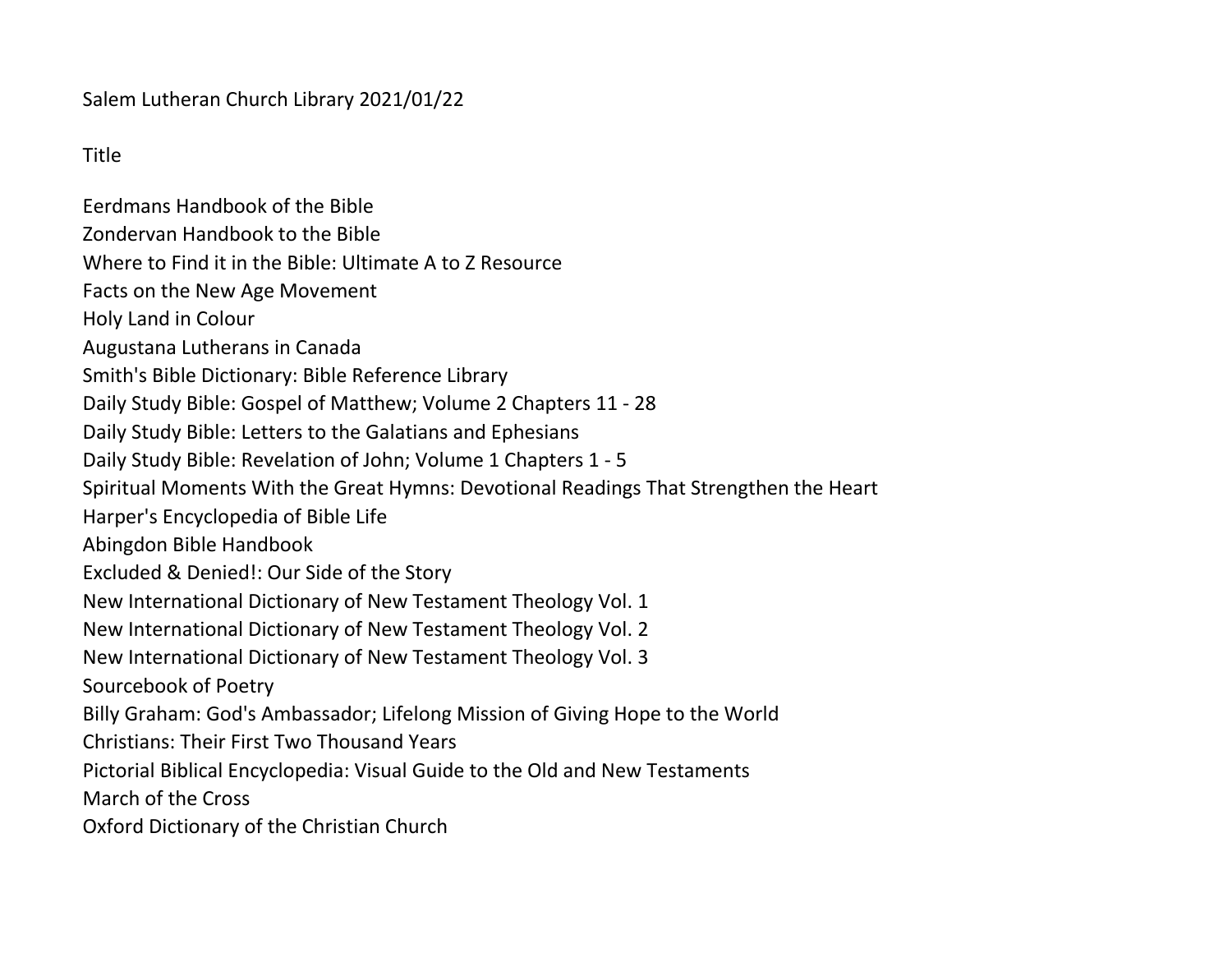Salem Lutheran Church Library 2021/01/22

Title

Eerdmans Handbook of the Bible
Zondervan Handbook to the Bible
Where to Find it in the Bible: Ultimate A to Z Resource
Facts on the New Age Movement
Holy Land in Colour
Augustana Lutherans in Canada
Smith's Bible Dictionary: Bible Reference Library
Daily Study Bible: Gospel of Matthew; Volume 2 Chapters 11 - 28
Daily Study Bible: Letters to the Galatians and Ephesians
Daily Study Bible: Revelation of John; Volume 1 Chapters 1 - 5
Spiritual Moments With the Great Hymns: Devotional Readings That Strengthen the Heart
Harper's Encyclopedia of Bible Life
Abingdon Bible Handbook
Excluded & Denied!: Our Side of the Story
New International Dictionary of New Testament Theology Vol. 1
New International Dictionary of New Testament Theology Vol. 2
New International Dictionary of New Testament Theology Vol. 3
Sourcebook of Poetry
Billy Graham: God's Ambassador; Lifelong Mission of Giving Hope to the World
Christians: Their First Two Thousand Years
Pictorial Biblical Encyclopedia: Visual Guide to the Old and New Testaments
March of the Cross
Oxford Dictionary of the Christian Church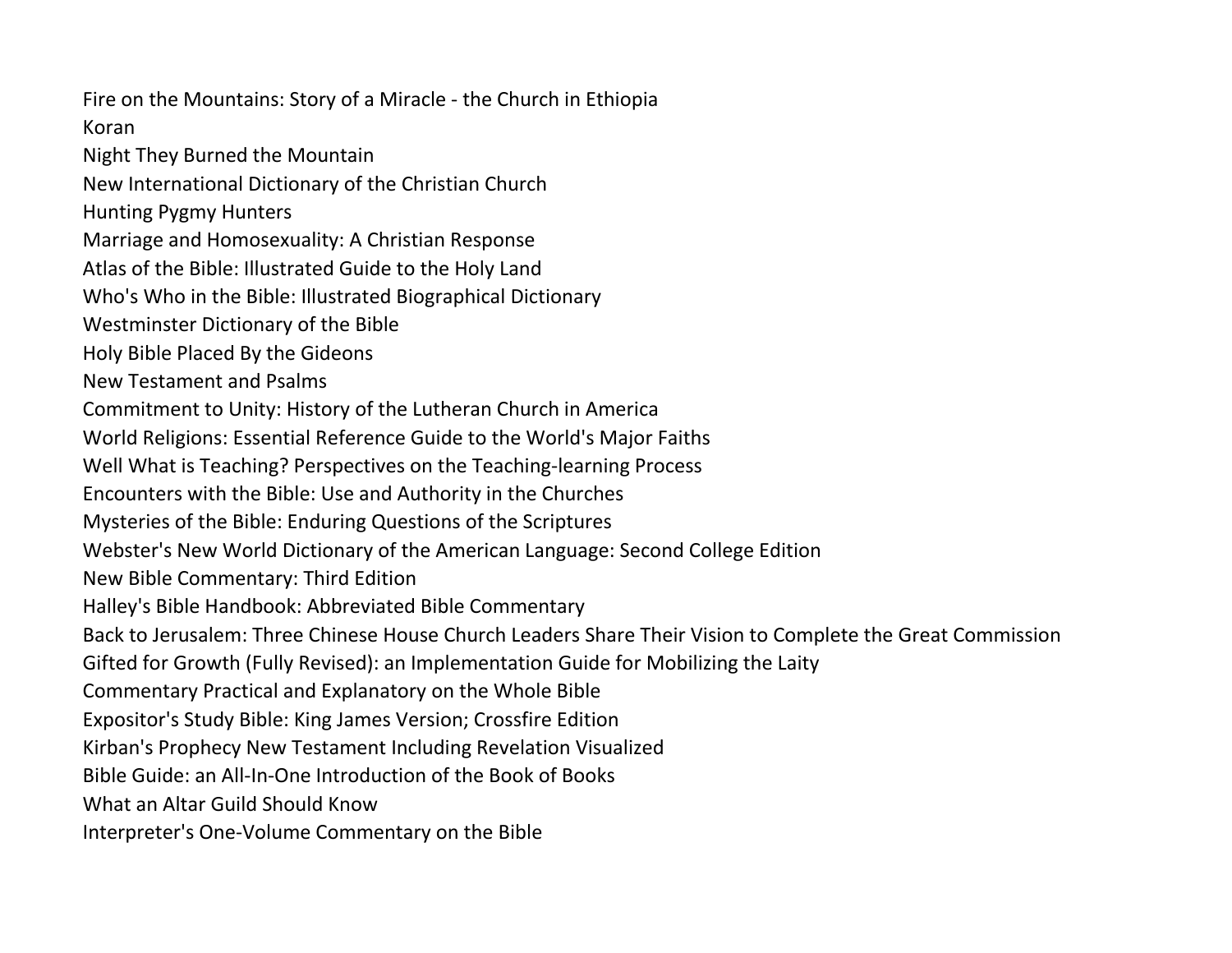Fire on the Mountains: Story of a Miracle - the Church in Ethiopia
Koran
Night They Burned the Mountain
New International Dictionary of the Christian Church
Hunting Pygmy Hunters
Marriage and Homosexuality: A Christian Response
Atlas of the Bible: Illustrated Guide to the Holy Land
Who's Who in the Bible: Illustrated Biographical Dictionary
Westminster Dictionary of the Bible
Holy Bible Placed By the Gideons
New Testament and Psalms
Commitment to Unity: History of the Lutheran Church in America
World Religions: Essential Reference Guide to the World's Major Faiths
Well What is Teaching? Perspectives on the Teaching-learning Process
Encounters with the Bible: Use and Authority in the Churches
Mysteries of the Bible: Enduring Questions of the Scriptures
Webster's New World Dictionary of the American Language: Second College Edition
New Bible Commentary: Third Edition
Halley's Bible Handbook: Abbreviated Bible Commentary
Back to Jerusalem: Three Chinese House Church Leaders Share Their Vision to Complete the Great Commission
Gifted for Growth (Fully Revised): an Implementation Guide for Mobilizing the Laity
Commentary Practical and Explanatory on the Whole Bible
Expositor's Study Bible: King James Version; Crossfire Edition
Kirban's Prophecy New Testament Including Revelation Visualized
Bible Guide: an All-In-One Introduction of the Book of Books
What an Altar Guild Should Know
Interpreter's One-Volume Commentary on the Bible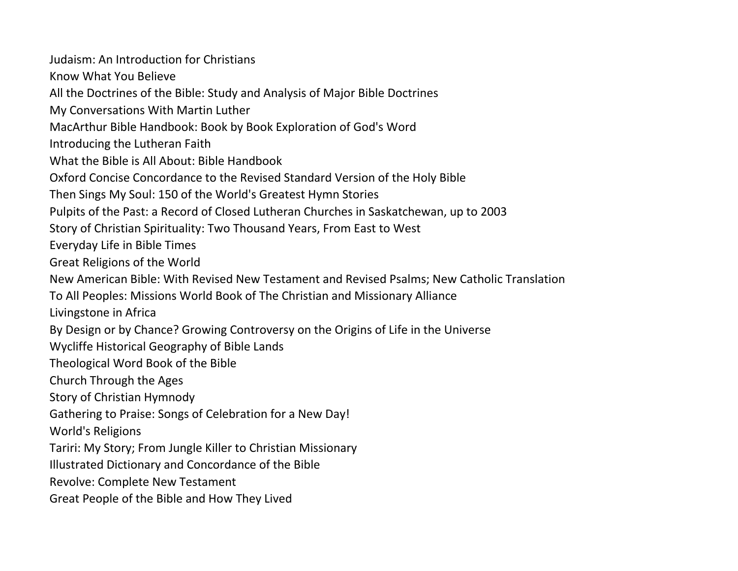Judaism: An Introduction for Christians
Know What You Believe
All the Doctrines of the Bible: Study and Analysis of Major Bible Doctrines
My Conversations With Martin Luther
MacArthur Bible Handbook: Book by Book Exploration of God's Word
Introducing the Lutheran Faith
What the Bible is All About: Bible Handbook
Oxford Concise Concordance to the Revised Standard Version of the Holy Bible
Then Sings My Soul: 150 of the World's Greatest Hymn Stories
Pulpits of the Past: a Record of Closed Lutheran Churches in Saskatchewan, up to 2003
Story of Christian Spirituality: Two Thousand Years, From East to West
Everyday Life in Bible Times
Great Religions of the World
New American Bible: With Revised New Testament and Revised Psalms; New Catholic Translation
To All Peoples: Missions World Book of The Christian and Missionary Alliance
Livingstone in Africa
By Design or by Chance? Growing Controversy on the Origins of Life in the Universe
Wycliffe Historical Geography of Bible Lands
Theological Word Book of the Bible
Church Through the Ages
Story of Christian Hymnody
Gathering to Praise: Songs of Celebration for a New Day!
World's Religions
Tariri: My Story; From Jungle Killer to Christian Missionary
Illustrated Dictionary and Concordance of the Bible
Revolve: Complete New Testament
Great People of the Bible and How They Lived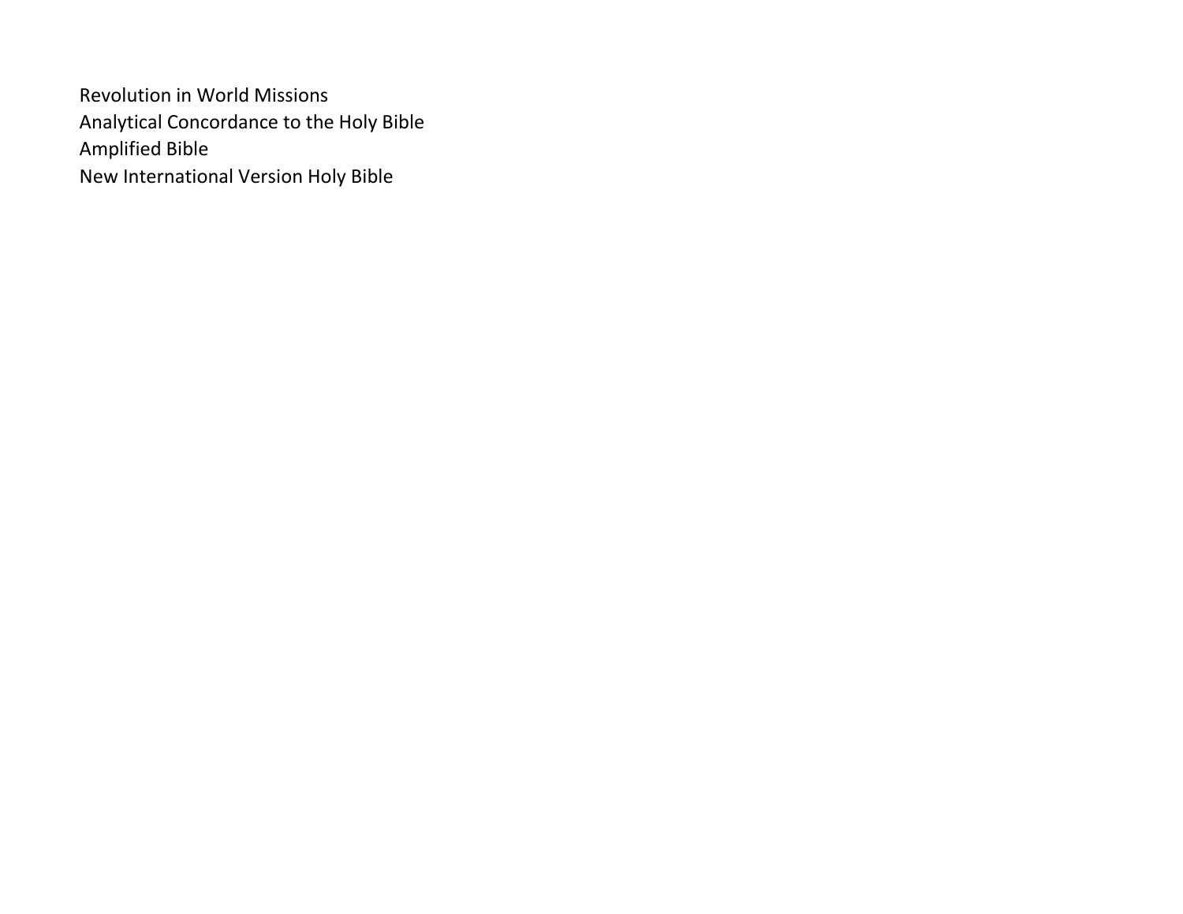Revolution in World Missions
Analytical Concordance to the Holy Bible
Amplified Bible
New International Version Holy Bible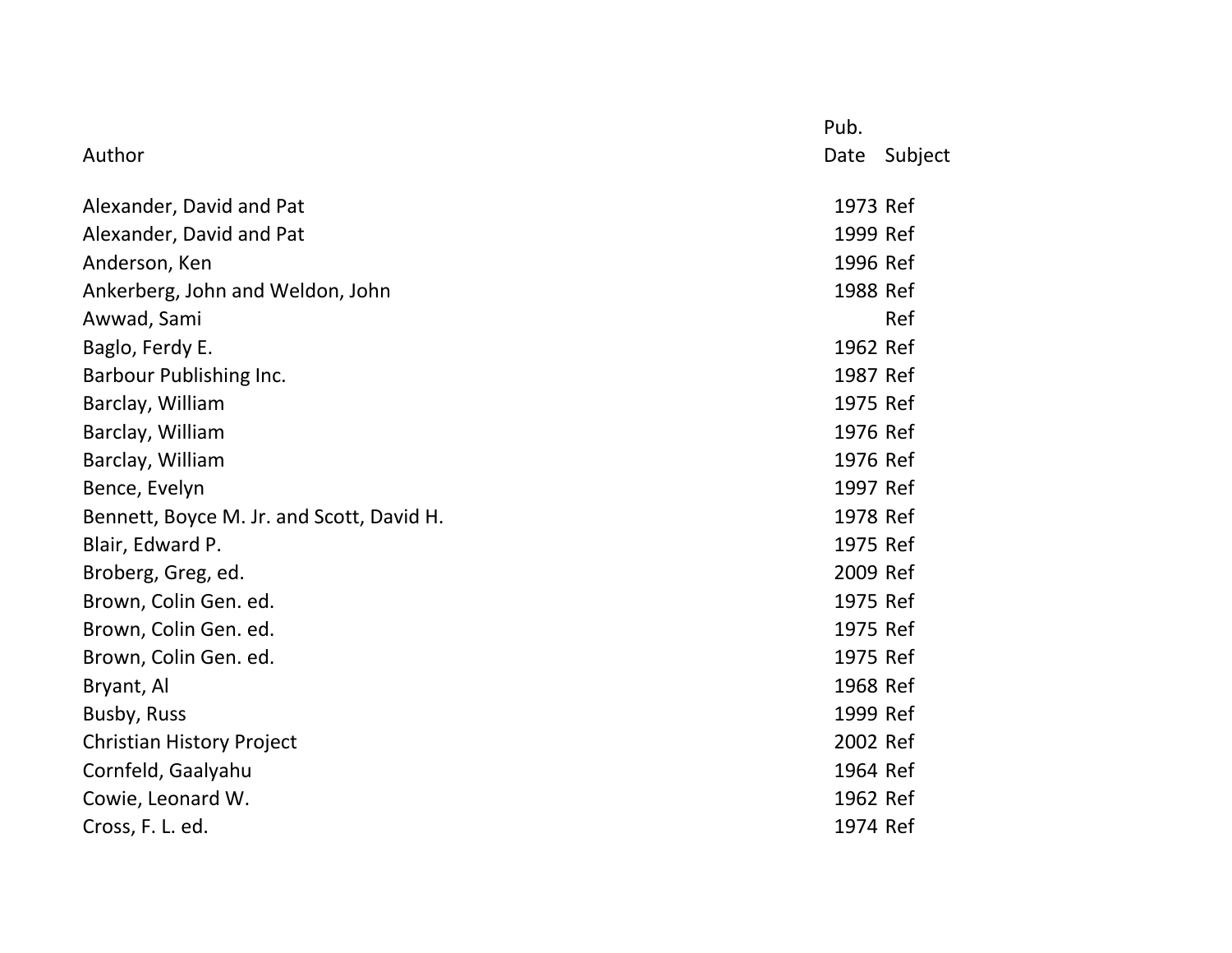| Author | Pub. Date | Subject |
|---|---|---|
| Alexander, David and Pat | 1973 | Ref |
| Alexander, David and Pat | 1999 | Ref |
| Anderson, Ken | 1996 | Ref |
| Ankerberg, John and Weldon, John | 1988 | Ref |
| Awwad, Sami | | Ref |
| Baglo, Ferdy E. | 1962 | Ref |
| Barbour Publishing Inc. | 1987 | Ref |
| Barclay, William | 1975 | Ref |
| Barclay, William | 1976 | Ref |
| Barclay, William | 1976 | Ref |
| Bence, Evelyn | 1997 | Ref |
| Bennett, Boyce M. Jr. and Scott, David H. | 1978 | Ref |
| Blair, Edward P. | 1975 | Ref |
| Broberg, Greg, ed. | 2009 | Ref |
| Brown, Colin Gen. ed. | 1975 | Ref |
| Brown, Colin Gen. ed. | 1975 | Ref |
| Brown, Colin Gen. ed. | 1975 | Ref |
| Bryant, Al | 1968 | Ref |
| Busby, Russ | 1999 | Ref |
| Christian History Project | 2002 | Ref |
| Cornfeld, Gaalyahu | 1964 | Ref |
| Cowie, Leonard W. | 1962 | Ref |
| Cross, F. L. ed. | 1974 | Ref |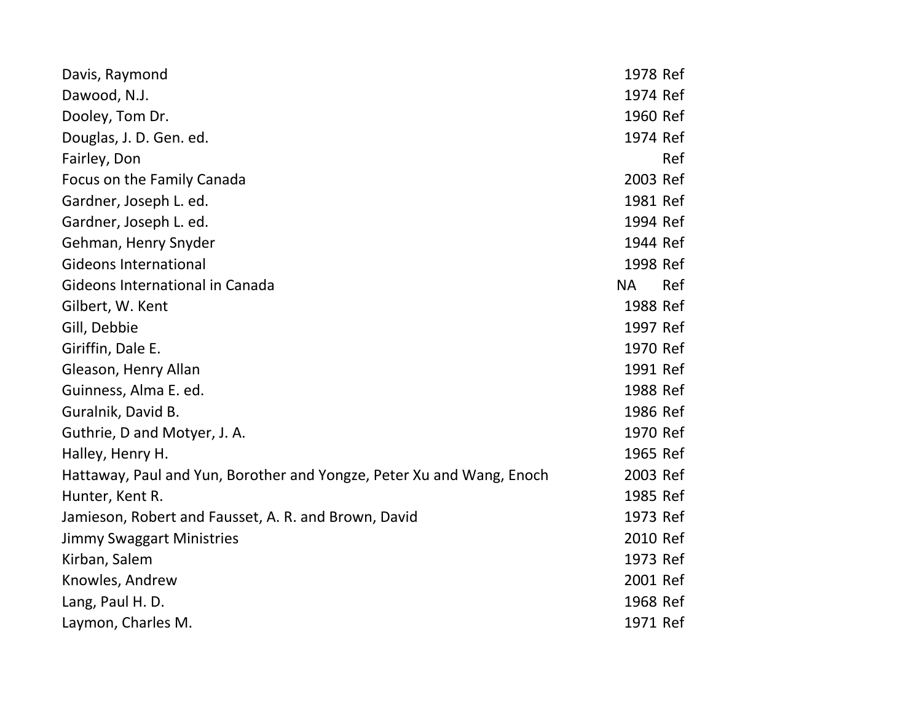| | | |
|---|---|---|
| Davis, Raymond | 1978 | Ref |
| Dawood, N.J. | 1974 | Ref |
| Dooley, Tom Dr. | 1960 | Ref |
| Douglas, J. D. Gen. ed. | 1974 | Ref |
| Fairley, Don | | Ref |
| Focus on the Family Canada | 2003 | Ref |
| Gardner, Joseph L. ed. | 1981 | Ref |
| Gardner, Joseph L. ed. | 1994 | Ref |
| Gehman, Henry Snyder | 1944 | Ref |
| Gideons International | 1998 | Ref |
| Gideons International in Canada | NA | Ref |
| Gilbert, W. Kent | 1988 | Ref |
| Gill, Debbie | 1997 | Ref |
| Giriffin, Dale E. | 1970 | Ref |
| Gleason, Henry Allan | 1991 | Ref |
| Guinness, Alma E. ed. | 1988 | Ref |
| Guralnik, David B. | 1986 | Ref |
| Guthrie, D and Motyer, J. A. | 1970 | Ref |
| Halley, Henry H. | 1965 | Ref |
| Hattaway, Paul and Yun, Borother and Yongze, Peter Xu and Wang, Enoch | 2003 | Ref |
| Hunter, Kent R. | 1985 | Ref |
| Jamieson, Robert and Fausset, A. R. and Brown, David | 1973 | Ref |
| Jimmy Swaggart Ministries | 2010 | Ref |
| Kirban, Salem | 1973 | Ref |
| Knowles, Andrew | 2001 | Ref |
| Lang, Paul H. D. | 1968 | Ref |
| Laymon, Charles M. | 1971 | Ref |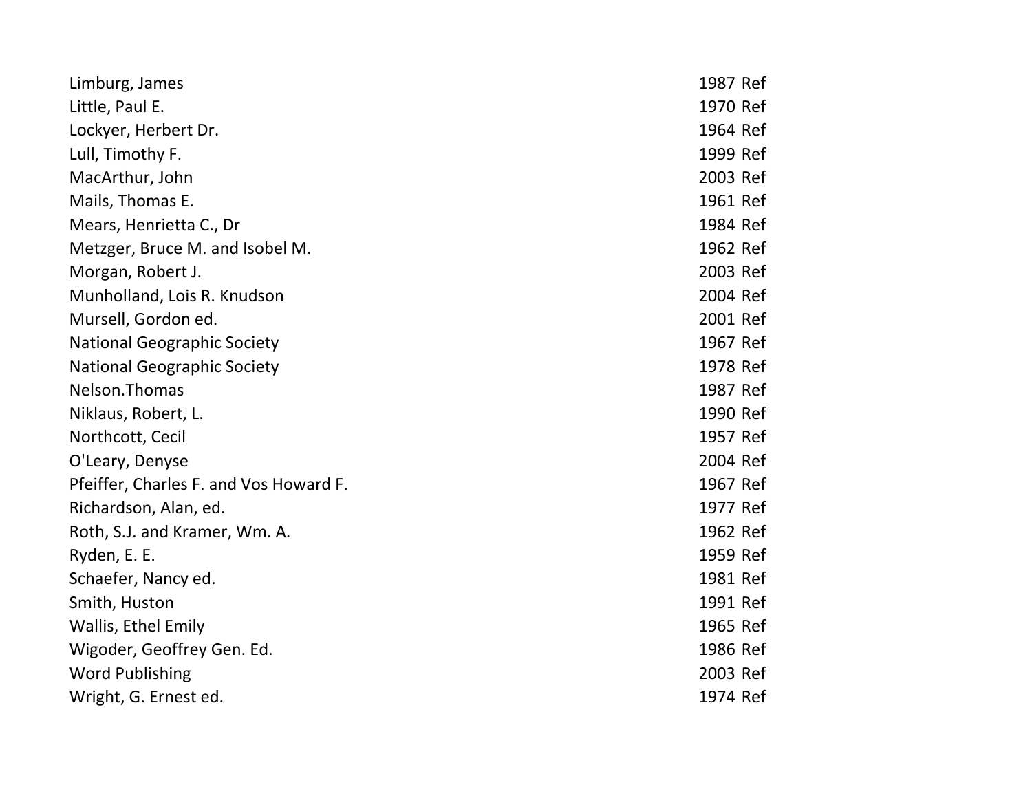| | | |
|---|---|---|
| Limburg, James | 1987 | Ref |
| Little, Paul E. | 1970 | Ref |
| Lockyer, Herbert Dr. | 1964 | Ref |
| Lull, Timothy F. | 1999 | Ref |
| MacArthur, John | 2003 | Ref |
| Mails, Thomas E. | 1961 | Ref |
| Mears, Henrietta C., Dr | 1984 | Ref |
| Metzger, Bruce M. and Isobel M. | 1962 | Ref |
| Morgan, Robert J. | 2003 | Ref |
| Munholland, Lois R. Knudson | 2004 | Ref |
| Mursell, Gordon ed. | 2001 | Ref |
| National Geographic Society | 1967 | Ref |
| National Geographic Society | 1978 | Ref |
| Nelson.Thomas | 1987 | Ref |
| Niklaus, Robert, L. | 1990 | Ref |
| Northcott, Cecil | 1957 | Ref |
| O'Leary, Denyse | 2004 | Ref |
| Pfeiffer, Charles F. and Vos Howard F. | 1967 | Ref |
| Richardson, Alan, ed. | 1977 | Ref |
| Roth, S.J. and Kramer, Wm. A. | 1962 | Ref |
| Ryden, E. E. | 1959 | Ref |
| Schaefer, Nancy ed. | 1981 | Ref |
| Smith, Huston | 1991 | Ref |
| Wallis, Ethel Emily | 1965 | Ref |
| Wigoder, Geoffrey Gen. Ed. | 1986 | Ref |
| Word Publishing | 2003 | Ref |
| Wright, G. Ernest ed. | 1974 | Ref |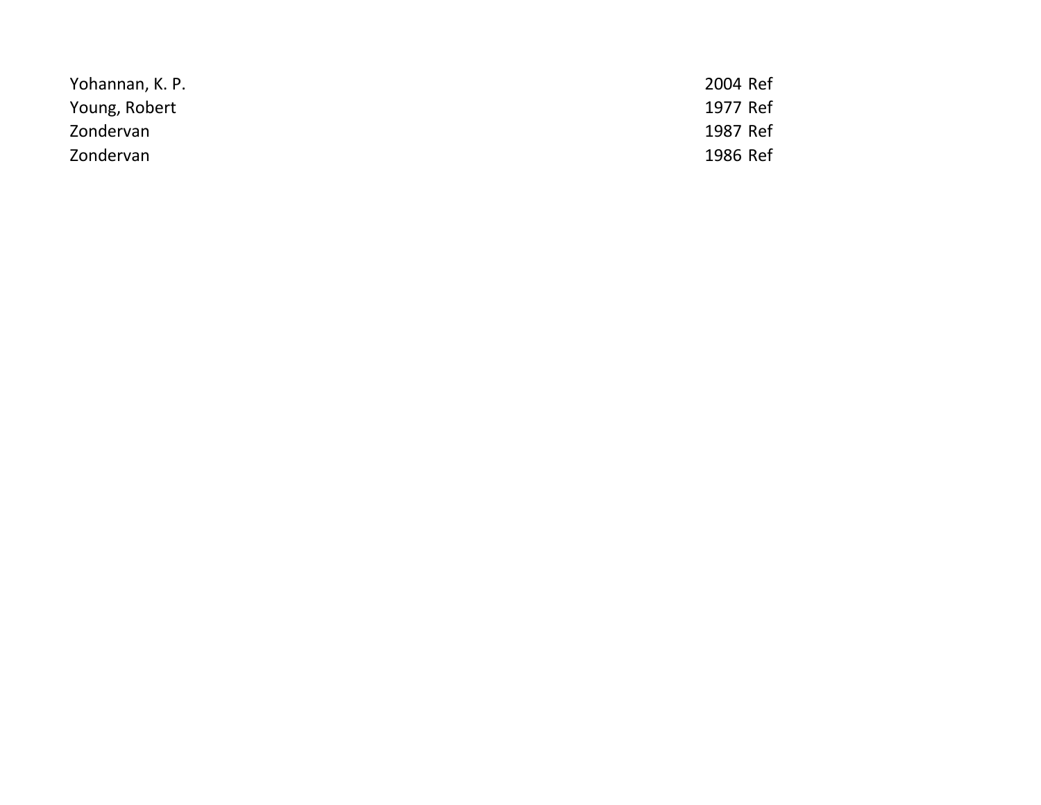| | | |
|---|---|---|
| Yohannan, K. P. | 2004 | Ref |
| Young, Robert | 1977 | Ref |
| Zondervan | 1987 | Ref |
| Zondervan | 1986 | Ref |